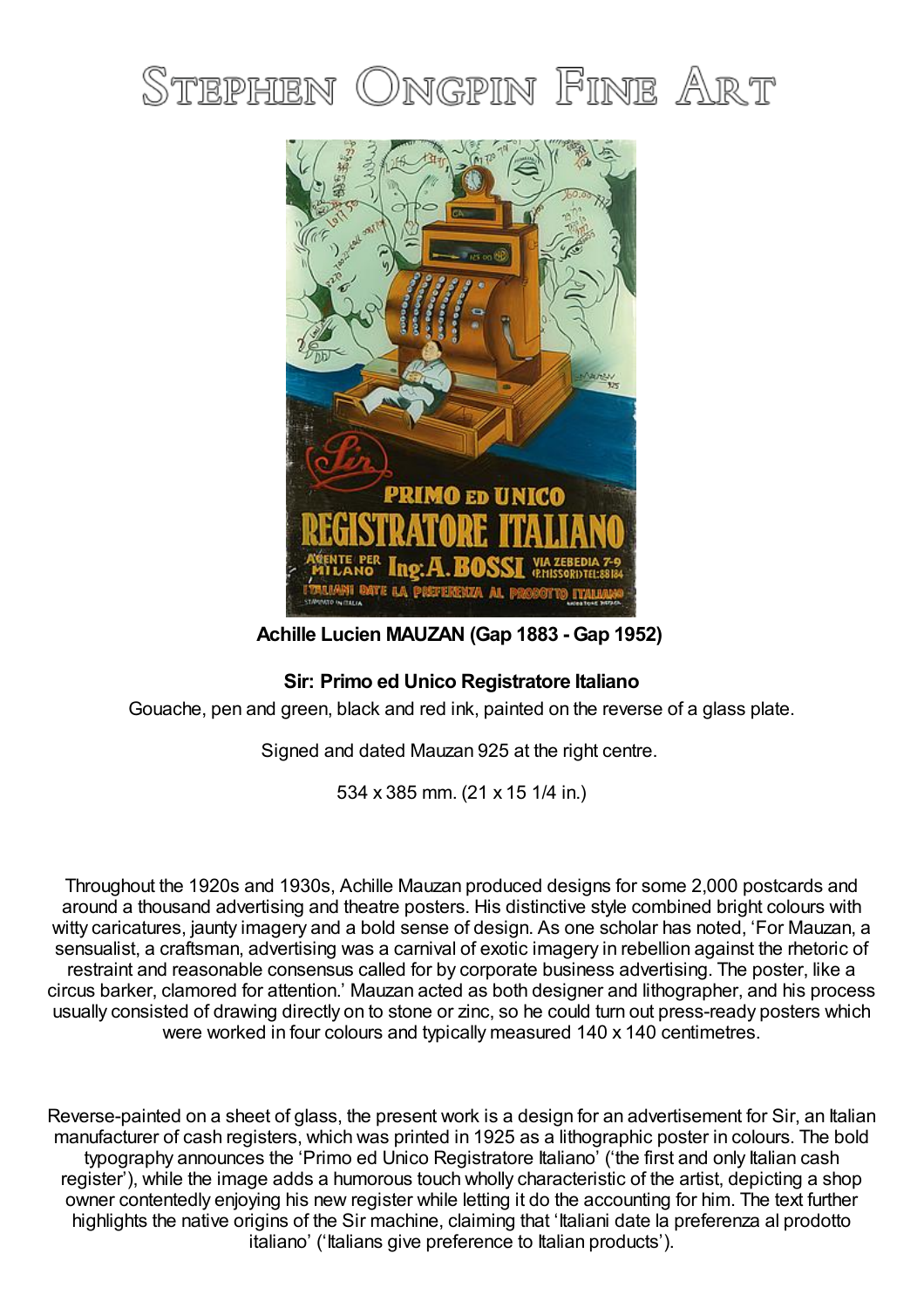# Stephen Ongpin Fine Art

**Achille Lucien MAUZAN (Gap 1883 - Gap 1952)**

**Sir: Primo ed Unico Registratore Italiano**

Gouache, pen and green, black and red ink, painted on the reverse of a glass plate.

Signed and dated Mauzan 925 at the right centre.

534 x 385 mm. (21 x 15 1/4 in.)

Throughout the 1920s and 1930s, Achille Mauzan produced designs for some 2,000 postcards and around a thousand advertising and theatre posters. His distinctive style combined bright colours with witty caricatures, jaunty imagery and a bold sense of design. As one scholar has noted, 'For Mauzan, a sensualist, a craftsman, advertising was a carnival of exotic imagery in rebellion against the rhetoric of restraint and reasonable consensus called for by corporate business advertising. The poster, like a circus barker, clamored for attention.' Mauzan acted as both designer and lithographer, and his process usually consisted of drawing directly on to stone or zinc, so he could turn out press-ready posters which were worked in four colours and typically measured 140 x 140 centimetres.

Reverse-painted on a sheet of glass, the present work is a design for an advertisement for Sir, an Italian manufacturer of cash registers, which was printed in 1925 as a lithographic poster in colours. The bold typography announces the 'Primo ed Unico Registratore Italiano' ('the first and only Italian cash register'), while the image adds a humorous touch wholly characteristic of the artist, depicting a shop owner contentedly enjoying his new register while letting it do the accounting for him. The text further highlights the native origins of the Sir machine, claiming that 'Italiani date la preferenza al prodotto italiano' ('Italians give preference to Italian products').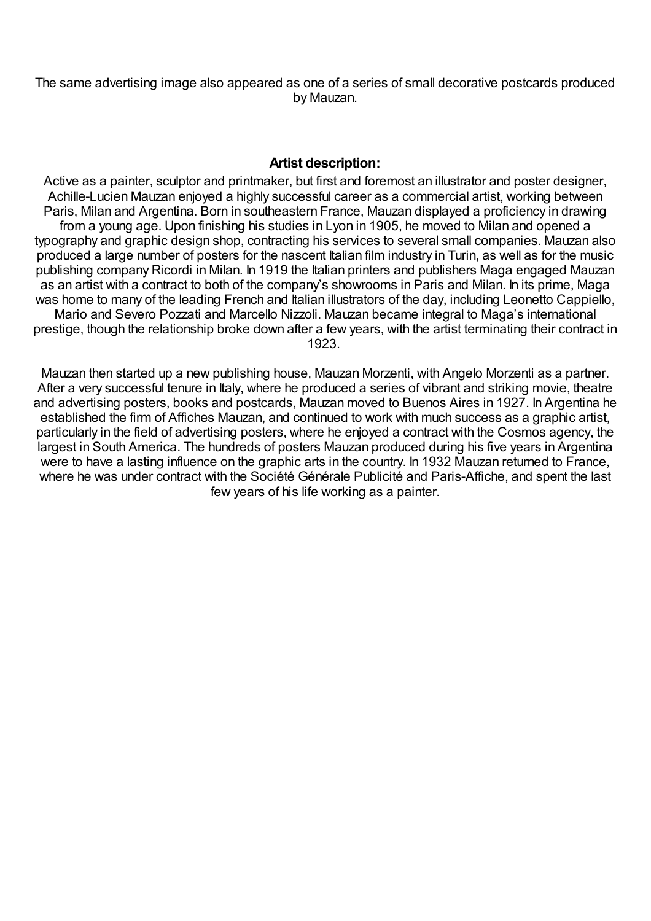The same advertising image also appeared as one of a series of small decorative postcards produced by Mauzan.

### Artist description:

Active as a painter, sculptor and printmaker, but first and foremost an illustrator and poster designer, Achille-Lucien Mauzan enjoyed a highly successful career as a commercial artist, working between Paris, Milan and Argentina. Born in southeastern France, Mauzan displayed a proficiency in drawing from a young age. Upon finishing his studies in Lyon in 1905, he moved to Milan and opened a typography and graphic design shop, contracting his services to several small companies. Mauzan also produced a large number of posters for the nascent Italian film industry in Turin, as well as for the music publishing company Ricordi in Milan. In 1919 the Italian printers and publishers Maga engaged Mauzan as an artist with a contract to both of the company's showrooms in Paris and Milan. In its prime, Maga was home to many of the leading French and Italian illustrators of the day, including Leonetto Cappiello, Mario and Severo Pozzati and Marcello Nizzoli. Mauzan became integral to Maga's international prestige, though the relationship broke down after a few years, with the artist terminating their contract in 1923.

Mauzan then started up a new publishing house, Mauzan Morzenti, with Angelo Morzenti as a partner. After a very successful tenure in Italy, where he produced a series of vibrant and striking movie, theatre and advertising posters, books and postcards, Mauzan moved to Buenos Aires in 1927. In Argentina he established the firm of Affiches Mauzan, and continued to work with much success as a graphic artist, particularly in the field of advertising posters, where he enjoyed a contract with the Cosmos agency, the largest in South America. The hundreds of posters Mauzan produced during his five years in Argentina were to have a lasting influence on the graphic arts in the country. In 1932 Mauzan returned to France, where he was under contract with the Société Générale Publicité and Paris-Affiche, and spent the last few years of his life working as a painter.